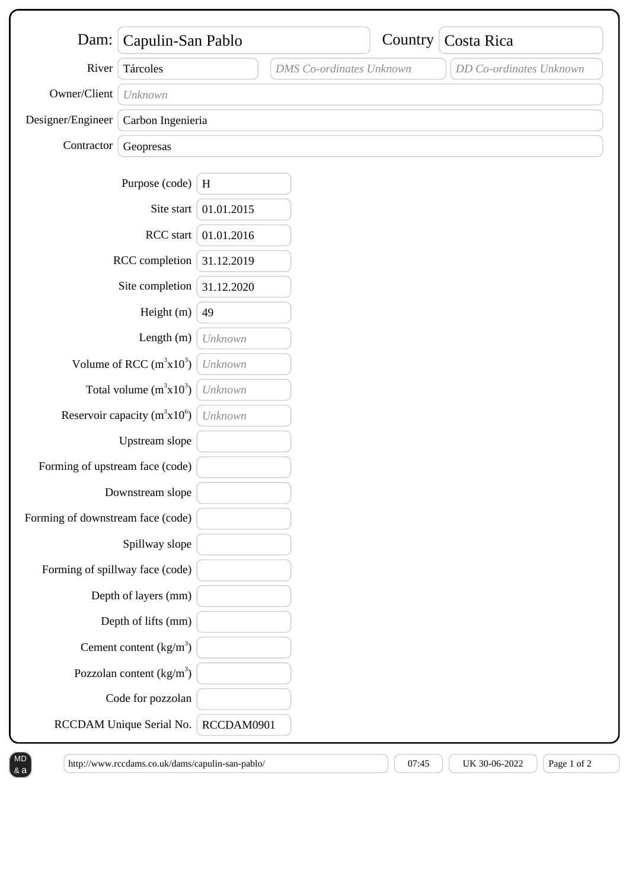| Field | Value |
| --- | --- |
| Dam: | Capulin-San Pablo |
| Country | Costa Rica |
| River | Tárcoles |
| DMS Co-ordinates | *DMS Co-ordinates Unknown* |
| DD Co-ordinates | *DD Co-ordinates Unknown* |
| Owner/Client | *Unknown* |
| Designer/Engineer | Carbon Ingenieria |
| Contractor | Geopresas |

| Field | Value |
| --- | --- |
| Purpose (code) | H |
| Site start | 01.01.2015 |
| RCC start | 01.01.2016 |
| RCC completion | 31.12.2019 |
| Site completion | 31.12.2020 |
| Height (m) | 49 |
| Length (m) | *Unknown* |
| Volume of RCC ($m^3 x10^3$) | *Unknown* |
| Total volume ($m^3 x10^3$) | *Unknown* |
| Reservoir capacity ($m^3 x10^6$) | *Unknown* |
| Upstream slope | |
| Forming of upstream face (code) | |
| Downstream slope | |
| Forming of downstream face (code) | |
| Spillway slope | |
| Forming of spillway face (code) | |
| Depth of layers (mm) | |
| Depth of lifts (mm) | |
| Cement content ($kg/m^3$) | |
| Pozzolan content ($kg/m^3$) | |
| Code for pozzolan | |
| RCCDAM Unique Serial No. | RCCDAM0901 |

http://www.rccdams.co.uk/dams/capulin-san-pablo/ | 07:45 | UK 30-06-2022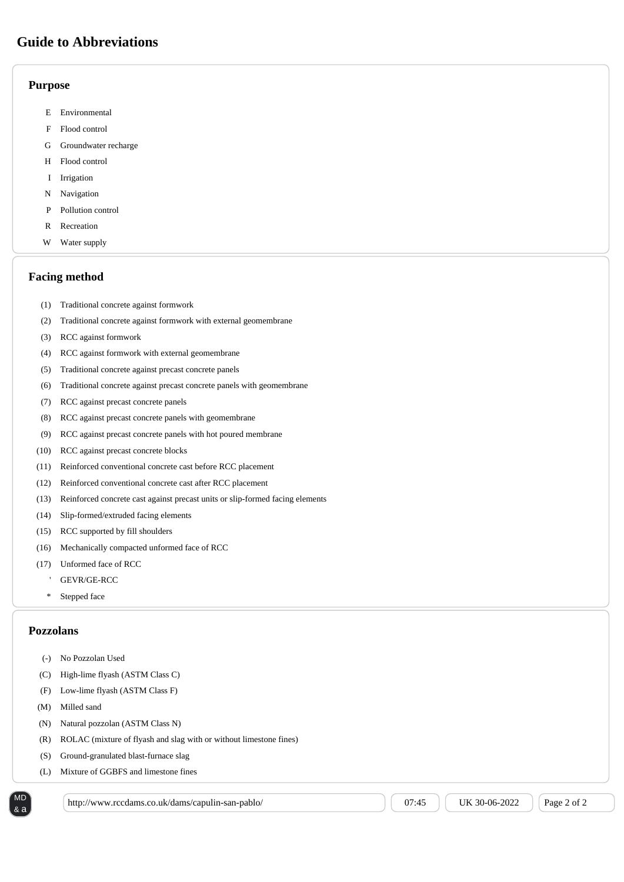# Guide to Abbreviations

## Purpose

- E Environmental
- F Flood control
- G Groundwater recharge
- H Flood control
- I Irrigation
- N Navigation
- P Pollution control
- R Recreation
- W Water supply

## Facing method

- (1) Traditional concrete against formwork
- (2) Traditional concrete against formwork with external geomembrane
- (3) RCC against formwork
- (4) RCC against formwork with external geomembrane
- (5) Traditional concrete against precast concrete panels
- (6) Traditional concrete against precast concrete panels with geomembrane
- (7) RCC against precast concrete panels
- (8) RCC against precast concrete panels with geomembrane
- (9) RCC against precast concrete panels with hot poured membrane
- (10) RCC against precast concrete blocks
- (11) Reinforced conventional concrete cast before RCC placement
- (12) Reinforced conventional concrete cast after RCC placement
- (13) Reinforced concrete cast against precast units or slip-formed facing elements
- (14) Slip-formed/extruded facing elements
- (15) RCC supported by fill shoulders
- (16) Mechanically compacted unformed face of RCC
- (17) Unformed face of RCC
- ' GEVR/GE-RCC
- * Stepped face

## Pozzolans

- (-) No Pozzolan Used
- (C) High-lime flyash (ASTM Class C)
- (F) Low-lime flyash (ASTM Class F)
- (M) Milled sand
- (N) Natural pozzolan (ASTM Class N)
- (R) ROLAC (mixture of flyash and slag with or without limestone fines)
- (S) Ground-granulated blast-furnace slag
- (L) Mixture of GGBFS and limestone fines